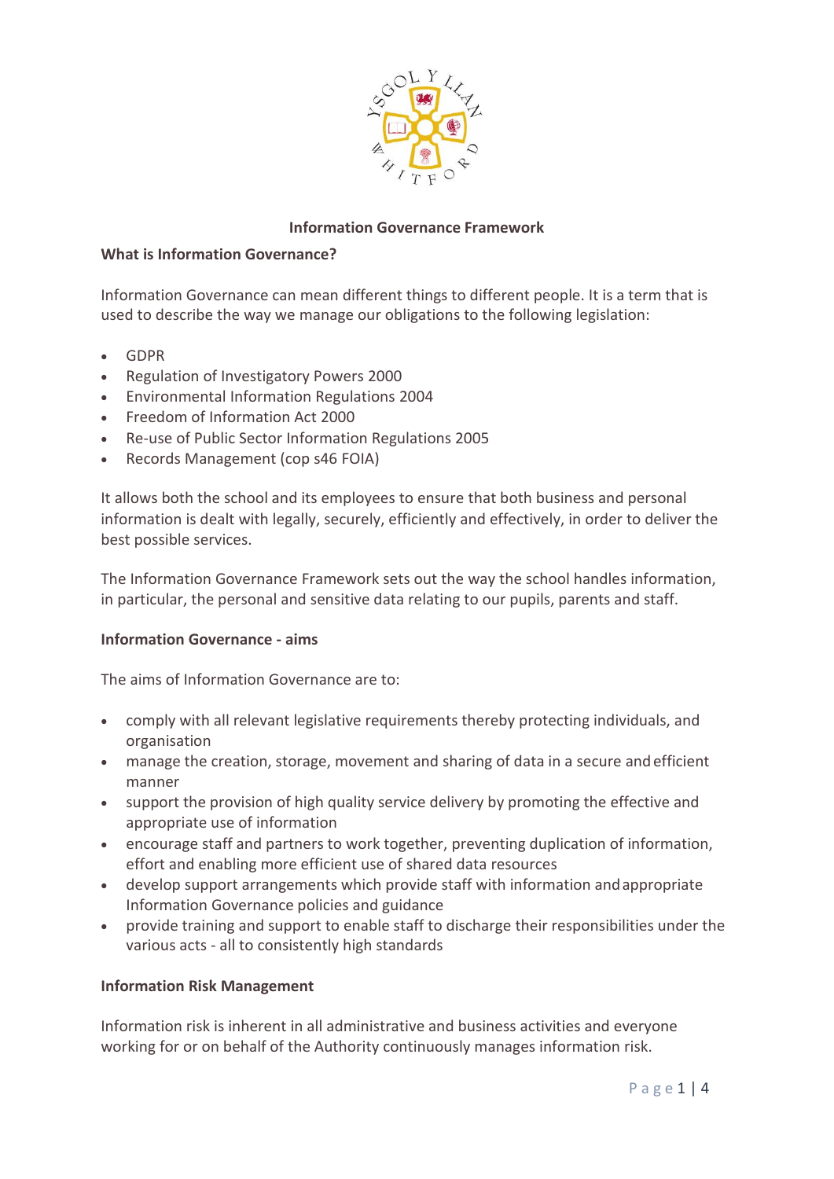# Information Governance Framework

## What is Information Governance?

Information Governance can mean different things to different people. It is a term that is used to describe the way we manage our obligations to the following legislation:

- GDPR
- Regulation of Investigatory Powers 2000
- Environmental Information Regulations 2004
- Freedom of Information Act 2000
- Re-use of Public Sector Information Regulations 2005
- Records Management (cop s46 FOIA)

It allows both the school and its employees to ensure that both business and personal information is dealt with legally, securely, efficiently and effectively, in order to deliver the best possible services.

The Information Governance Framework sets out the way the school handles information, in particular, the personal and sensitive data relating to our pupils, parents and staff.

## Information Governance - aims

The aims of Information Governance are to:

- comply with all relevant legislative requirements thereby protecting individuals, and organisation
- manage the creation, storage, movement and sharing of data in a secure and efficient manner
- support the provision of high quality service delivery by promoting the effective and appropriate use of information
- encourage staff and partners to work together, preventing duplication of information, effort and enabling more efficient use of shared data resources
- develop support arrangements which provide staff with information and appropriate Information Governance policies and guidance
- provide training and support to enable staff to discharge their responsibilities under the various acts - all to consistently high standards

## Information Risk Management

Information risk is inherent in all administrative and business activities and everyone working for or on behalf of the Authority continuously manages information risk.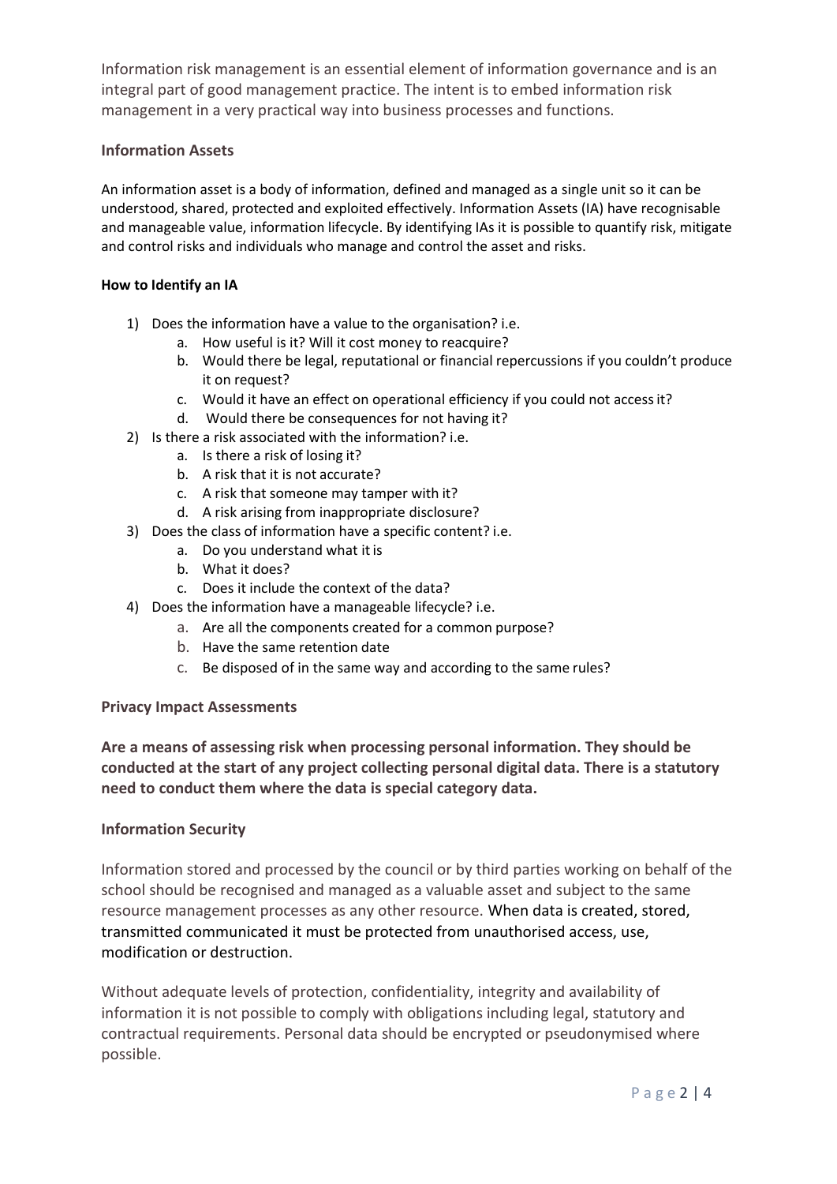Information risk management is an essential element of information governance and is an integral part of good management practice. The intent is to embed information risk management in a very practical way into business processes and functions.

### Information Assets

An information asset is a body of information, defined and managed as a single unit so it can be understood, shared, protected and exploited effectively. Information Assets (IA) have recognisable and manageable value, information lifecycle. By identifying IAs it is possible to quantify risk, mitigate and control risks and individuals who manage and control the asset and risks.

#### How to Identify an IA

1) Does the information have a value to the organisation? i.e.
    a. How useful is it? Will it cost money to reacquire?
    b. Would there be legal, reputational or financial repercussions if you couldn't produce it on request?
    c. Would it have an effect on operational efficiency if you could not access it?
    d. Would there be consequences for not having it?
2) Is there a risk associated with the information? i.e.
    a. Is there a risk of losing it?
    b. A risk that it is not accurate?
    c. A risk that someone may tamper with it?
    d. A risk arising from inappropriate disclosure?
3) Does the class of information have a specific content? i.e.
    a. Do you understand what it is
    b. What it does?
    c. Does it include the context of the data?
4) Does the information have a manageable lifecycle? i.e.
    a. Are all the components created for a common purpose?
    b. Have the same retention date
    c. Be disposed of in the same way and according to the same rules?

### Privacy Impact Assessments

**Are a means of assessing risk when processing personal information. They should be conducted at the start of any project collecting personal digital data. There is a statutory need to conduct them where the data is special category data.**

### Information Security

Information stored and processed by the council or by third parties working on behalf of the school should be recognised and managed as a valuable asset and subject to the same resource management processes as any other resource. When data is created, stored, transmitted communicated it must be protected from unauthorised access, use, modification or destruction.

Without adequate levels of protection, confidentiality, integrity and availability of information it is not possible to comply with obligations including legal, statutory and contractual requirements. Personal data should be encrypted or pseudonymised where possible.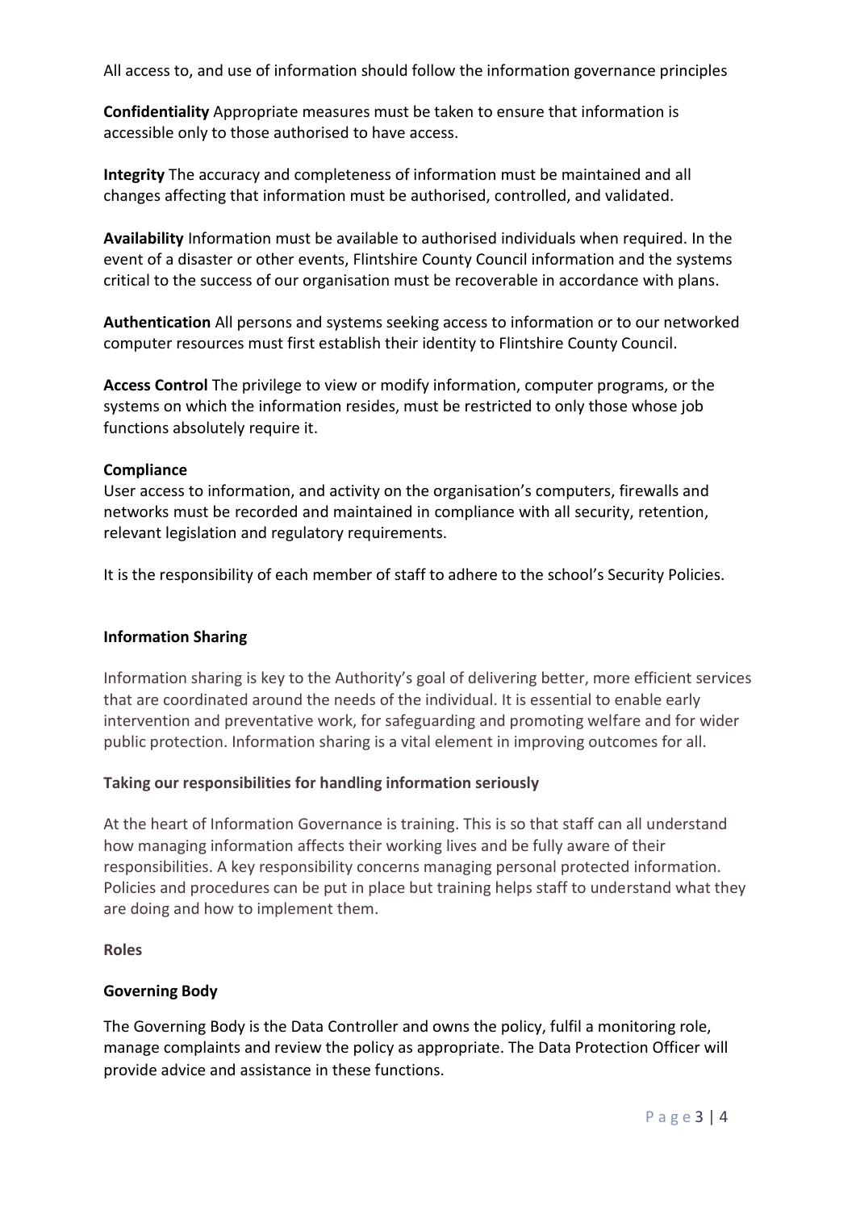All access to, and use of information should follow the information governance principles

**Confidentiality** Appropriate measures must be taken to ensure that information is accessible only to those authorised to have access.

**Integrity** The accuracy and completeness of information must be maintained and all changes affecting that information must be authorised, controlled, and validated.

**Availability** Information must be available to authorised individuals when required. In the event of a disaster or other events, Flintshire County Council information and the systems critical to the success of our organisation must be recoverable in accordance with plans.

**Authentication** All persons and systems seeking access to information or to our networked computer resources must first establish their identity to Flintshire County Council.

**Access Control** The privilege to view or modify information, computer programs, or the systems on which the information resides, must be restricted to only those whose job functions absolutely require it.

**Compliance**

User access to information, and activity on the organisation's computers, firewalls and networks must be recorded and maintained in compliance with all security, retention, relevant legislation and regulatory requirements.

It is the responsibility of each member of staff to adhere to the school's Security Policies.

**Information Sharing**

Information sharing is key to the Authority's goal of delivering better, more efficient services that are coordinated around the needs of the individual. It is essential to enable early intervention and preventative work, for safeguarding and promoting welfare and for wider public protection. Information sharing is a vital element in improving outcomes for all.

**Taking our responsibilities for handling information seriously**

At the heart of Information Governance is training. This is so that staff can all understand how managing information affects their working lives and be fully aware of their responsibilities. A key responsibility concerns managing personal protected information. Policies and procedures can be put in place but training helps staff to understand what they are doing and how to implement them.

**Roles**

**Governing Body**

The Governing Body is the Data Controller and owns the policy, fulfil a monitoring role, manage complaints and review the policy as appropriate. The Data Protection Officer will provide advice and assistance in these functions.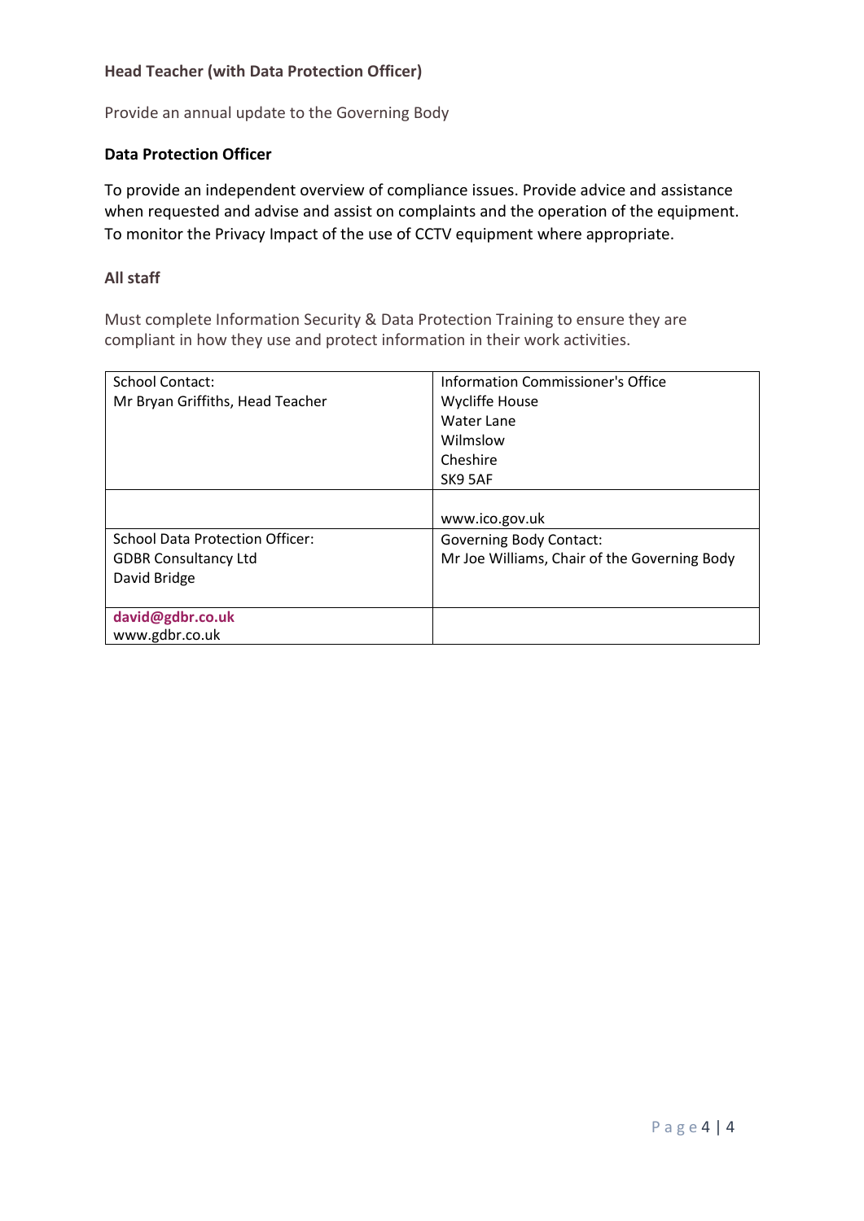**Head Teacher (with Data Protection Officer)**

Provide an annual update to the Governing Body

**Data Protection Officer**

To provide an independent overview of compliance issues. Provide advice and assistance when requested and advise and assist on complaints and the operation of the equipment. To monitor the Privacy Impact of the use of CCTV equipment where appropriate.

**All staff**

Must complete Information Security & Data Protection Training to ensure they are compliant in how they use and protect information in their work activities.

| | |
|---|---|
| School Contact:<br>Mr Bryan Griffiths, Head Teacher | Information Commissioner's Office<br>Wycliffe House<br>Water Lane<br>Wilmslow<br>Cheshire<br>SK9 5AF |
| | www.ico.gov.uk |
| School Data Protection Officer:<br>GDBR Consultancy Ltd<br>David Bridge | Governing Body Contact:<br>Mr Joe Williams, Chair of the Governing Body |
| **david@gdbr.co.uk**<br>www.gdbr.co.uk | |